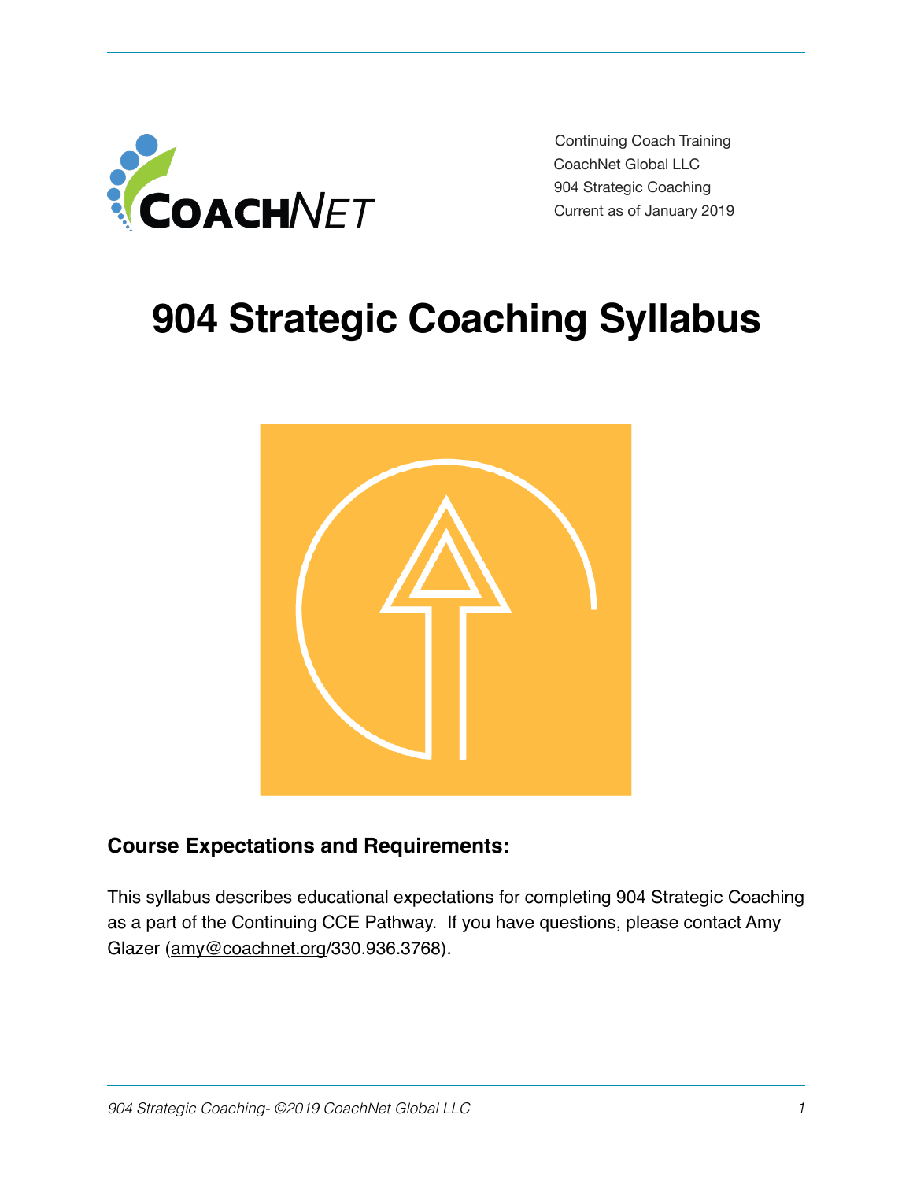Continuing Coach Training
CoachNet Global LLC
904 Strategic Coaching
Current as of January 2019

# 904 Strategic Coaching Syllabus

### Course Expectations and Requirements:

This syllabus describes educational expectations for completing 904 Strategic Coaching as a part of the Continuing CCE Pathway. If you have questions, please contact Amy Glazer (amy@coachnet.org/330.936.3768).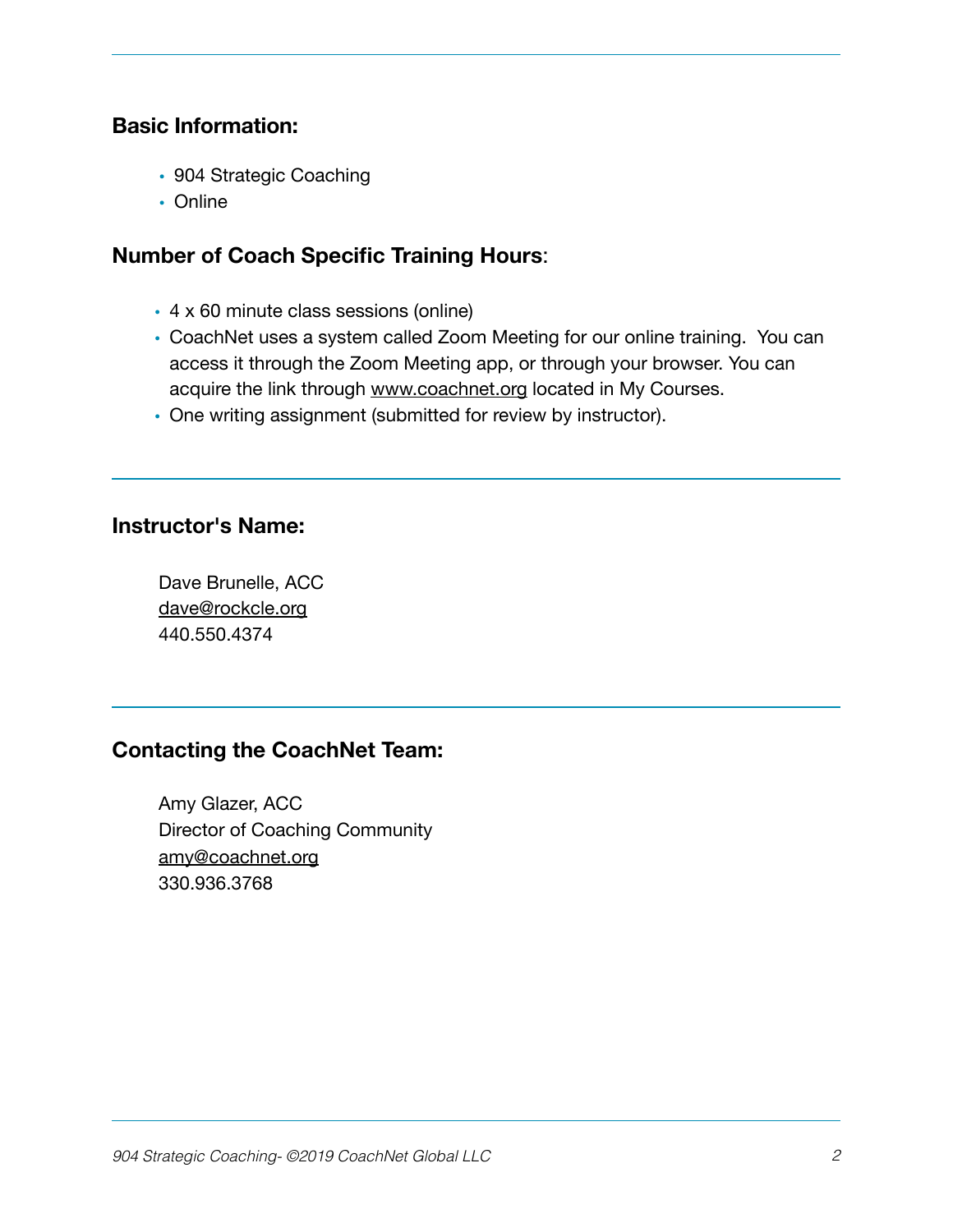## Basic Information:

- 904 Strategic Coaching
- Online

## Number of Coach Specific Training Hours:

- 4 x 60 minute class sessions (online)
- CoachNet uses a system called Zoom Meeting for our online training. You can access it through the Zoom Meeting app, or through your browser. You can acquire the link through www.coachnet.org located in My Courses.
- One writing assignment (submitted for review by instructor).

---

## Instructor's Name:

Dave Brunelle, ACC
dave@rockcle.org
440.550.4374

---

## Contacting the CoachNet Team:

Amy Glazer, ACC
Director of Coaching Community
amy@coachnet.org
330.936.3768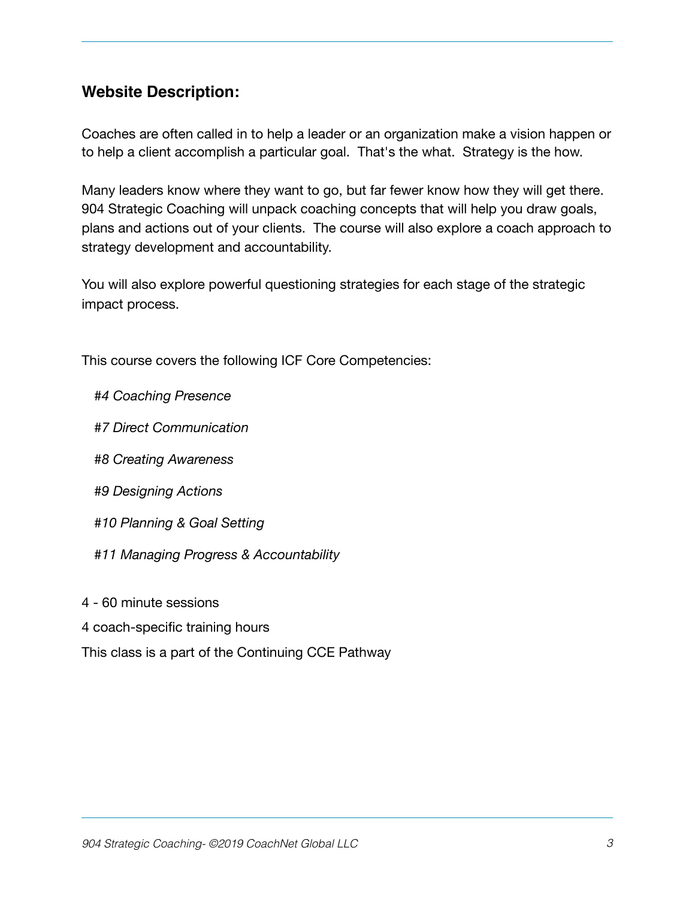## Website Description:

Coaches are often called in to help a leader or an organization make a vision happen or to help a client accomplish a particular goal. That's the what. Strategy is the how.

Many leaders know where they want to go, but far fewer know how they will get there. 904 Strategic Coaching will unpack coaching concepts that will help you draw goals, plans and actions out of your clients. The course will also explore a coach approach to strategy development and accountability.

You will also explore powerful questioning strategies for each stage of the strategic impact process.

This course covers the following ICF Core Competencies:

*#4 Coaching Presence*

*#7 Direct Communication*

*#8 Creating Awareness*

*#9 Designing Actions*

*#10 Planning & Goal Setting*

*#11 Managing Progress & Accountability*

4 - 60 minute sessions

4 coach-specific training hours

This class is a part of the Continuing CCE Pathway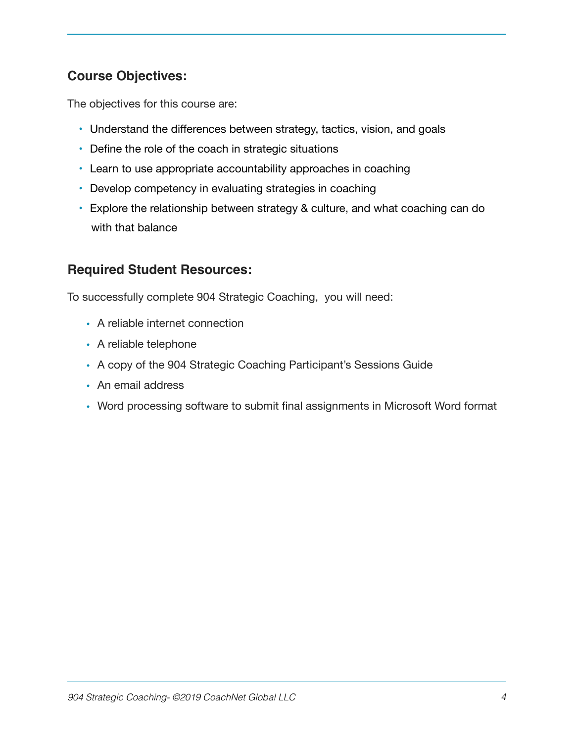## Course Objectives:

The objectives for this course are:

- Understand the differences between strategy, tactics, vision, and goals
- Define the role of the coach in strategic situations
- Learn to use appropriate accountability approaches in coaching
- Develop competency in evaluating strategies in coaching
- Explore the relationship between strategy & culture, and what coaching can do with that balance

## Required Student Resources:

To successfully complete 904 Strategic Coaching,  you will need:

- A reliable internet connection
- A reliable telephone
- A copy of the 904 Strategic Coaching Participant's Sessions Guide
- An email address
- Word processing software to submit final assignments in Microsoft Word format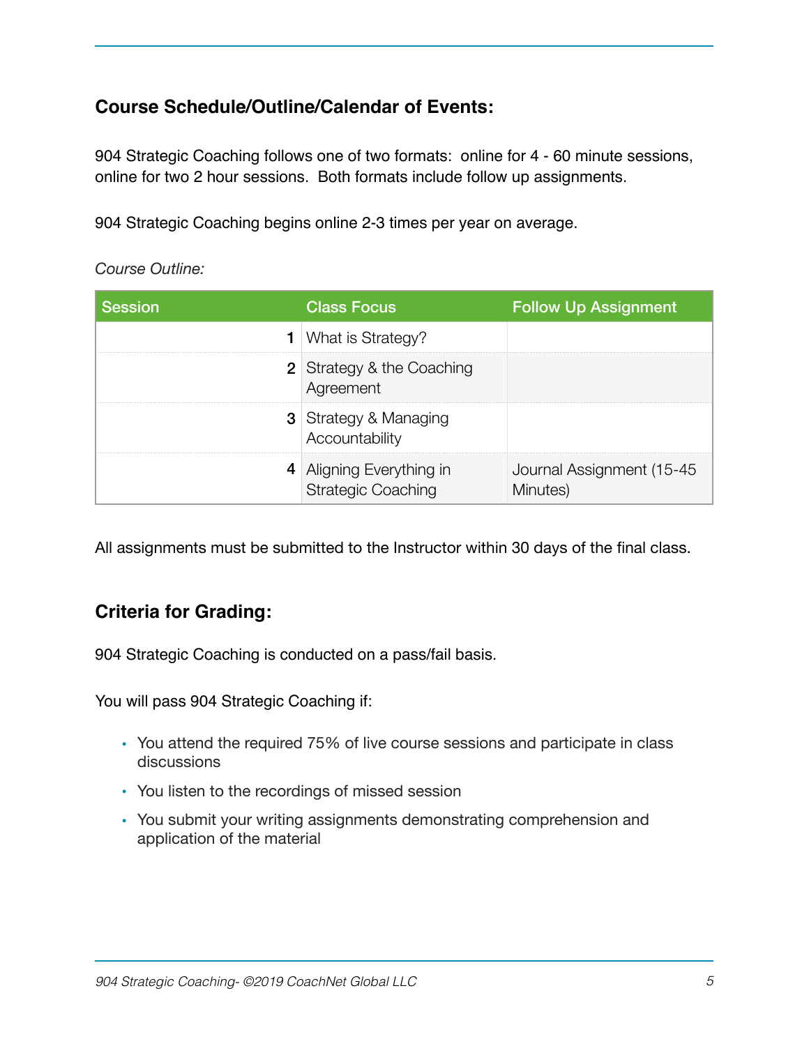## Course Schedule/Outline/Calendar of Events:

904 Strategic Coaching follows one of two formats: online for 4 - 60 minute sessions, online for two 2 hour sessions. Both formats include follow up assignments.

904 Strategic Coaching begins online 2-3 times per year on average.

*Course Outline:*

| Session | Class Focus | Follow Up Assignment |
|---|---|---|
| 1 | What is Strategy? | |
| 2 | Strategy & the Coaching Agreement | |
| 3 | Strategy & Managing Accountability | |
| 4 | Aligning Everything in Strategic Coaching | Journal Assignment (15-45 Minutes) |

All assignments must be submitted to the Instructor within 30 days of the final class.

## Criteria for Grading:

904 Strategic Coaching is conducted on a pass/fail basis.

You will pass 904 Strategic Coaching if:

- You attend the required 75% of live course sessions and participate in class discussions
- You listen to the recordings of missed session
- You submit your writing assignments demonstrating comprehension and application of the material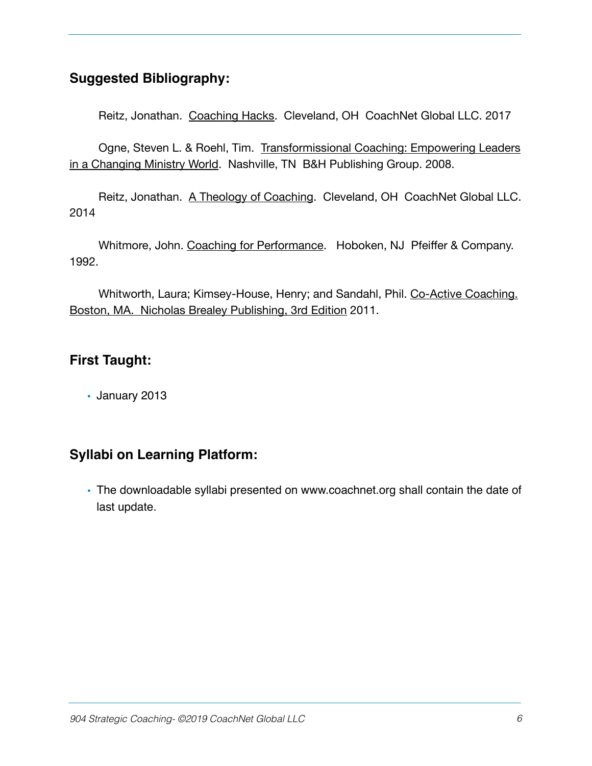## Suggested Bibliography:

Reitz, Jonathan. Coaching Hacks. Cleveland, OH CoachNet Global LLC. 2017

Ogne, Steven L. & Roehl, Tim. Transformissional Coaching: Empowering Leaders in a Changing Ministry World. Nashville, TN B&H Publishing Group. 2008.

Reitz, Jonathan. A Theology of Coaching. Cleveland, OH CoachNet Global LLC. 2014

Whitmore, John. Coaching for Performance. Hoboken, NJ Pfeiffer & Company. 1992.

Whitworth, Laura; Kimsey-House, Henry; and Sandahl, Phil. Co-Active Coaching. Boston, MA. Nicholas Brealey Publishing, 3rd Edition 2011.

## First Taught:

- January 2013

## Syllabi on Learning Platform:

- The downloadable syllabi presented on www.coachnet.org shall contain the date of last update.